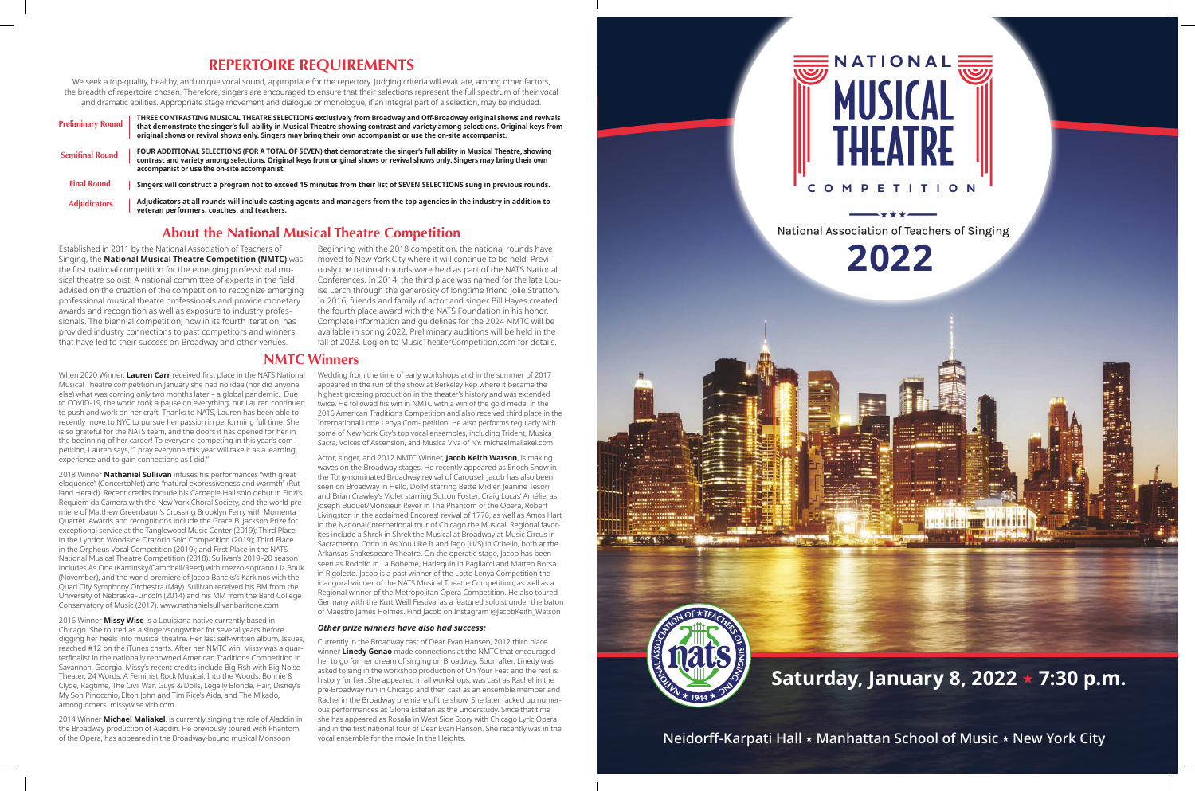## REPERTOIRE REQUIREMENTS

We seek a top-quality, healthy, and unique vocal sound, appropriate for the repertory. Judging criteria will evaluate, among other factors, the breadth of repertoire chosen. Therefore, singers are encouraged to ensure that their selections represent the full spectrum of their vocal and dramatic abilities. Appropriate stage movement and dialogue or monologue, if an integral part of a selection, may be included.

| | |
|---|---|
| **Preliminary Round** | **THREE CONTRASTING MUSICAL THEATRE SELECTIONS exclusively from Broadway and Off-Broadway original shows and revivals that demonstrate the singer's full ability in Musical Theatre showing contrast and variety among selections. Original keys from original shows or revival shows only. Singers may bring their own accompanist or use the on-site accompanist.** |
| **Semifinal Round** | **FOUR ADDITIONAL SELECTIONS (FOR A TOTAL OF SEVEN) that demonstrate the singer's full ability in Musical Theatre, showing contrast and variety among selections. Original keys from original shows or revival shows only. Singers may bring their own accompanist or use the on-site accompanist.** |
| **Final Round** | **Singers will construct a program not to exceed 15 minutes from their list of SEVEN SELECTIONS sung in previous rounds.** |
| **Adjudicators** | **Adjudicators at all rounds will include casting agents and managers from the top agencies in the industry in addition to veteran performers, coaches, and teachers.** |

## About the National Musical Theatre Competition

Established in 2011 by the National Association of Teachers of Singing, the **National Musical Theatre Competition (NMTC)** was the first national competition for the emerging professional musical theatre soloist. A national committee of experts in the field advised on the creation of the competition to recognize emerging professional musical theatre professionals and provide monetary awards and recognition as well as exposure to industry professionals. The biennial competition, now in its fourth iteration, has provided industry connections to past competitors and winners that have led to their success on Broadway and other venues.

Beginning with the 2018 competition, the national rounds have moved to New York City where it will continue to be held. Previously the national rounds were held as part of the NATS National Conferences. In 2014, the third place was named for the late Louise Lerch through the generosity of longtime friend Jolie Stratton. In 2016, friends and family of actor and singer Bill Hayes created the fourth place award with the NATS Foundation in his honor. Complete information and guidelines for the 2024 NMTC will be available in spring 2022. Preliminary auditions will be held in the fall of 2023. Log on to MusicTheaterCompetition.com for details.

## NMTC Winners

When 2020 Winner, **Lauren Carr** received first place in the NATS National Musical Theatre competition in January she had no idea (nor did anyone else) what was coming only two months later – a global pandemic. Due to COVID-19, the world took a pause on everything, but Lauren continued to push and work on her craft. Thanks to NATS, Lauren has been able to recently move to NYC to pursue her passion in performing full time. She is so grateful for the NATS team, and the doors it has opened for her in the beginning of her career! To everyone competing in this year's competition, Lauren says, "I pray everyone this year will take it as a learning experience and to gain connections as I did."

2018 Winner **Nathaniel Sullivan** infuses his performances "with great eloquence" (ConcertoNet) and "natural expressiveness and warmth" (Rutland Herald). Recent credits include his Carnegie Hall solo debut in Finzi's Requiem da Camera with the New York Choral Society, and the world premiere of Matthew Greenbaum's Crossing Brooklyn Ferry with Momenta Quartet. Awards and recognitions include the Grace B. Jackson Prize for exceptional service at the Tanglewood Music Center (2019); Third Place in the Lyndon Woodside Oratorio Solo Competition (2019); Third Place in the Orpheus Vocal Competition (2019); and First Place in the NATS National Musical Theatre Competition (2018). Sullivan's 2019–20 season includes As One (Kaminsky/Campbell/Reed) with mezzo-soprano Liz Bouk (November), and the world premiere of Jacob Bancks's Karkinos with the Quad City Symphony Orchestra (May). Sullivan received his BM from the University of Nebraska–Lincoln (2014) and his MM from the Bard College Conservatory of Music (2017). www.nathanielsullivanbaritone.com

2016 Winner **Missy Wise** is a Louisiana native currently based in Chicago. She toured as a singer/songwriter for several years before digging her heels into musical theatre. Her last self-written album, Issues, reached #12 on the iTunes charts. After her NMTC win, Missy was a quarterfinalist in the nationally renowned American Traditions Competition in Savannah, Georgia. Missy's recent credits include Big Fish with Big Noise Theater, 24 Words: A Feminist Rock Musical, Into the Woods, Bonnie & Clyde, Ragtime, The Civil War, Guys & Dolls, Legally Blonde, Hair, Disney's My Son Pinocchio, Elton John and Tim Rice's Aida, and The Mikado, among others. missywise.virb.com

2014 Winner **Michael Maliakel**, is currently singing the role of Aladdin in the Broadway production of Aladdin. He previously toured with Phantom of the Opera, has appeared in the Broadway-bound musical Monsoon Wedding from the time of early workshops and in the summer of 2017 appeared in the run of the show at Berkeley Rep where it became the highest grossing production in the theater's history and was extended twice. He followed his win in NMTC with a win of the gold medal in the 2016 American Traditions Competition and also received third place in the International Lotte Lenya Com- petition. He also performs regularly with some of New York City's top vocal ensembles, including Trident, Musica Sacra, Voices of Ascension, and Musica Viva of NY. michaelmaliakel.com

Actor, singer, and 2012 NMTC Winner, **Jacob Keith Watson**, is making waves on the Broadway stages. He recently appeared as Enoch Snow in the Tony-nominated Broadway revival of Carousel. Jacob has also been seen on Broadway in Hello, Dolly! starring Bette Midler, Jeanine Tesori and Brian Crawley's Violet starring Sutton Foster, Craig Lucas' Amélie, as Joseph Buquet/Monsieur Reyer in The Phantom of the Opera, Robert Livingston in the acclaimed Encores! revival of 1776, as well as Amos Hart in the National/International tour of Chicago the Musical. Regional favorites include a Shrek in Shrek the Musical at Broadway at Music Circus in Sacramento, Corin in As You Like It and Iago (U/S) in Othello, both at the Arkansas Shakespeare Theatre. On the operatic stage, Jacob has been seen as Rodolfo in La Boheme, Harlequin in Pagliacci and Matteo Borsa in Rigoletto. Jacob is a past winner of the Lotte Lenya Competition the inaugural winner of the NATS Musical Theatre Competition, as well as a Regional winner of the Metropolitan Opera Competition. He also toured Germany with the Kurt Weill Festival as a featured soloist under the baton of Maestro James Holmes. Find Jacob on Instagram @JacobKeith_Watson

### *Other prize winners have also had success:*

Currently in the Broadway cast of Dear Evan Hansen, 2012 third place winner **Linedy Genao** made connections at the NMTC that encouraged her to go for her dream of singing on Broadway. Soon after, Linedy was asked to sing in the workshop production of On Your Feet and the rest is history for her. She appeared in all workshops, was cast as Rachel in the pre-Broadway run in Chicago and then cast as an ensemble member and Rachel in the Broadway premiere of the show. She later racked up numerous performances as Gloria Estefan as the understudy. Since that time she has appeared as Rosalia in West Side Story with Chicago Lyric Opera and in the first national tour of Dear Evan Hanson. She recently was in the vocal ensemble for the movie In the Heights.

# NATIONAL MUSICAL THEATRE COMPETITION

National Association of Teachers of Singing

# 2022

NATIONAL ASSOCIATION OF TEACHERS OF SINGING, INC. ★ 1944 ★ nats

## Saturday, January 8, 2022 ★ 7:30 p.m.

Neidorff-Karpati Hall ★ Manhattan School of Music ★ New York City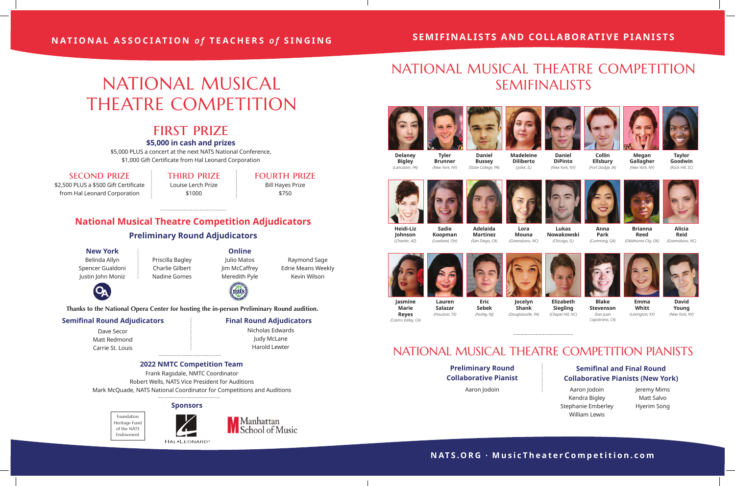NATIONAL ASSOCIATION *of* TEACHERS *of* SINGING

# NATIONAL MUSICAL THEATRE COMPETITION

## FIRST PRIZE

**$5,000 in cash and prizes**

$5,000 PLUS a concert at the next NATS National Conference,
$1,000 Gift Certificate from Hal Leonard Corporation

### SECOND PRIZE

$2,500 PLUS a $500 Gift Certificate from Hal Leonard Corporation

### THIRD PRIZE

Louise Lerch Prize
$1000

### FOURTH PRIZE

Bill Hayes Prize
$750

## National Musical Theatre Competition Adjudicators

### Preliminary Round Adjudicators

**New York**

Belinda Allyn
Spencer Gualdoni
Justin John Moniz

**Online**

Priscilla Bagley
Charlie Gilbert
Nadine Gomes

Julio Matos
Jim McCaffrey
Meredith Pyle

Raymond Sage
Edrie Means Weekly
Kevin Wilson

Thanks to the National Opera Center for hosting the in-person Preliminary Round audition.

### Semifinal Round Adjudicators

Dave Secor
Matt Redmond
Carrie St. Louis

### Final Round Adjudicators

Nicholas Edwards
Judy McLane
Harold Lewter

### 2022 NMTC Competition Team

Frank Ragsdale, NMTC Coordinator
Robert Wells, NATS Vice President for Auditions
Mark McQuade, NATS National Coordinator for Competitions and Auditions

### Sponsors

Foundation Heritage Fund of the NATS Endowment

HAL•LEONARD®

Manhattan School of Music

SEMIFINALISTS AND COLLABORATIVE PIANISTS

# NATIONAL MUSICAL THEATRE COMPETITION SEMIFINALISTS

**Delaney Bigley** *(Lancaster, PA)*
**Tyler Brunner** *(New York, NY)*
**Daniel Bussey** *(State College, PA)*
**Madeleine Diliberto** *(Joliet, IL)*
**Daniel DiPinto** *(New York, NY)*
**Collin Ellsbury** *(Fort Dodge, IA)*
**Megan Gallagher** *(New York, NY)*
**Taylor Goodwin** *(Rock Hill, SC)*
**Heidi-Liz Johnson** *(Chanler, AZ)*
**Sadie Koopman** *(Loveland, OH)*
**Adelaida Martinez** *(San Diego, CA)*
**Lora Mouna** *(Greensboro, NC)*
**Lukas Nowakowski** *(Chicago, IL)*
**Anna Park** *(Cumming, GA)*
**Brianna Reed** *(Oklahoma City, OK)*
**Alicia Reid** *(Greensboro, NC)*
**Jasmine Marie Reyes** *(Castro Valley, CA)*
**Lauren Salazar** *(Houston, TX)*
**Eric Sebek** *(Nutley, NJ)*
**Jocelyn Shank** *(Douglassville, PA)*
**Elizabeth Siegling** *(Chapel Hill, NC)*
**Blake Stevenson** *(San Juan Capistrano, CA)*
**Emma Whitt** *(Lexington, KY)*
**David Young** *(New York, NY)*

# NATIONAL MUSICAL THEATRE COMPETITION PIANISTS

### Preliminary Round Collaborative Pianist

Aaron Jodoin

### Semifinal and Final Round Collaborative Pianists (New York)

Aaron Jodoin
Kendra Bigley
Stephanie Emberley
William Lewis
Jeremy Mims
Matt Salvo
Hyerim Song

NATS.ORG · MusicTheaterCompetition.com